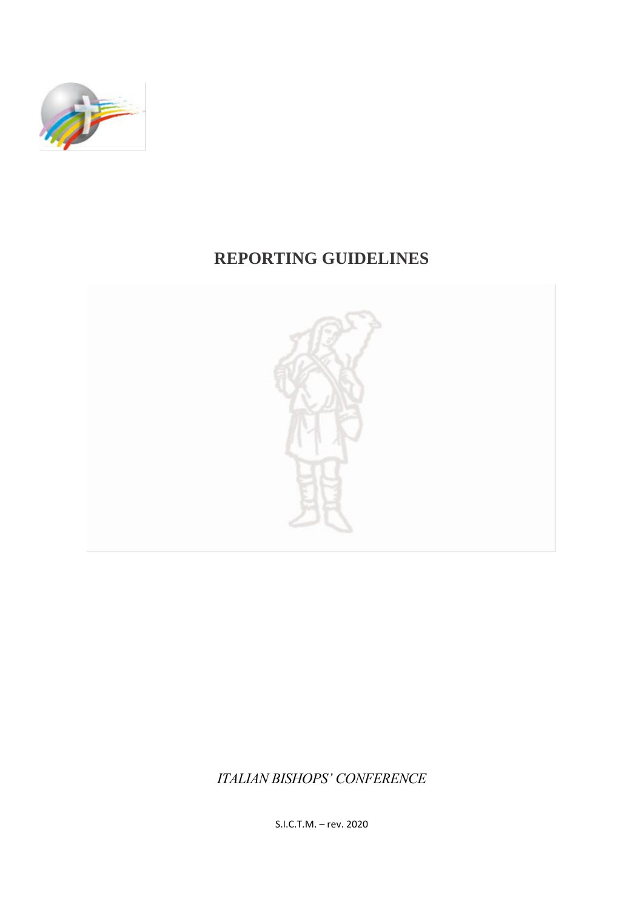# REPORTING GUIDELINES

*ITALIAN BISHOPS' CONFERENCE*

S.I.C.T.M. – rev. 2020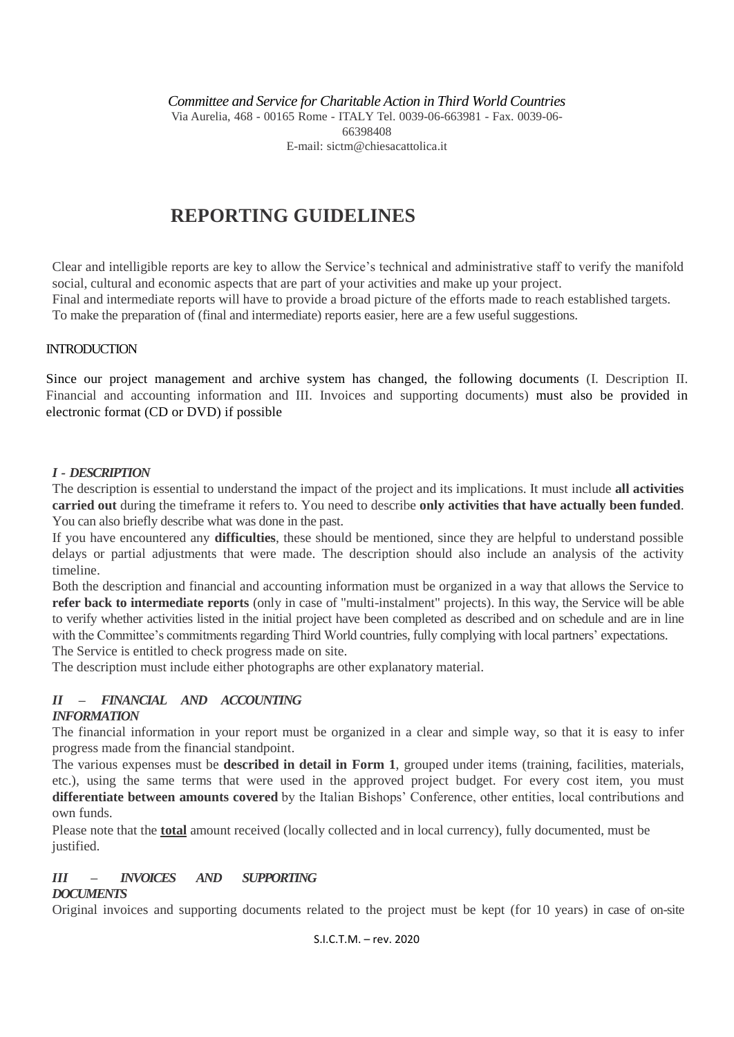*Committee and Service for Charitable Action in Third World Countries*

Via Aurelia, 468 - 00165 Rome - ITALY Tel. 0039-06-663981 - Fax. 0039-06-66398408

E-mail: sictm@chiesacattolica.it

# REPORTING GUIDELINES

Clear and intelligible reports are key to allow the Service's technical and administrative staff to verify the manifold social, cultural and economic aspects that are part of your activities and make up your project.
Final and intermediate reports will have to provide a broad picture of the efforts made to reach established targets.
To make the preparation of (final and intermediate) reports easier, here are a few useful suggestions.

## INTRODUCTION

Since our project management and archive system has changed, the following documents (I. Description II. Financial and accounting information and III. Invoices and supporting documents) must also be provided in electronic format (CD or DVD) if possible

### *I - DESCRIPTION*

The description is essential to understand the impact of the project and its implications. It must include **all activities carried out** during the timeframe it refers to. You need to describe **only activities that have actually been funded**. You can also briefly describe what was done in the past.

If you have encountered any **difficulties**, these should be mentioned, since they are helpful to understand possible delays or partial adjustments that were made. The description should also include an analysis of the activity timeline.

Both the description and financial and accounting information must be organized in a way that allows the Service to **refer back to intermediate reports** (only in case of "multi-instalment" projects). In this way, the Service will be able to verify whether activities listed in the initial project have been completed as described and on schedule and are in line with the Committee's commitments regarding Third World countries, fully complying with local partners' expectations.

The Service is entitled to check progress made on site.

The description must include either photographs are other explanatory material.

### *II – FINANCIAL AND ACCOUNTING INFORMATION*

The financial information in your report must be organized in a clear and simple way, so that it is easy to infer progress made from the financial standpoint.

The various expenses must be **described in detail in Form 1**, grouped under items (training, facilities, materials, etc.), using the same terms that were used in the approved project budget. For every cost item, you must **differentiate between amounts covered** by the Italian Bishops' Conference, other entities, local contributions and own funds.

Please note that the **<u>total</u>** amount received (locally collected and in local currency), fully documented, must be justified.

### *III – INVOICES AND SUPPORTING DOCUMENTS*

Original invoices and supporting documents related to the project must be kept (for 10 years) in case of on-site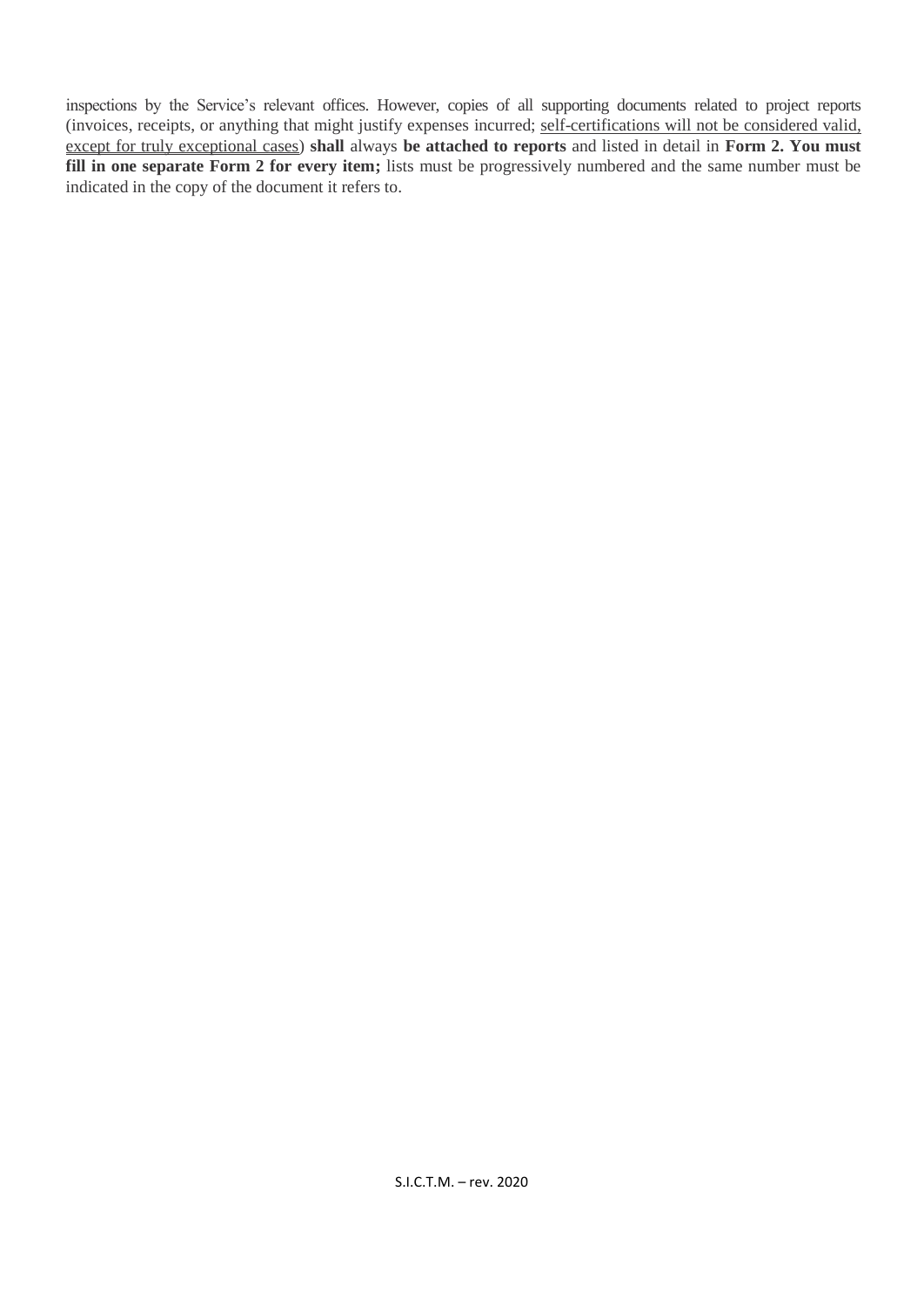inspections by the Service's relevant offices. However, copies of all supporting documents related to project reports (invoices, receipts, or anything that might justify expenses incurred; <u>self-certifications will not be considered valid, except for truly exceptional cases</u>) **shall** always **be attached to reports** and listed in detail in **Form 2. You must fill in one separate Form 2 for every item;** lists must be progressively numbered and the same number must be indicated in the copy of the document it refers to.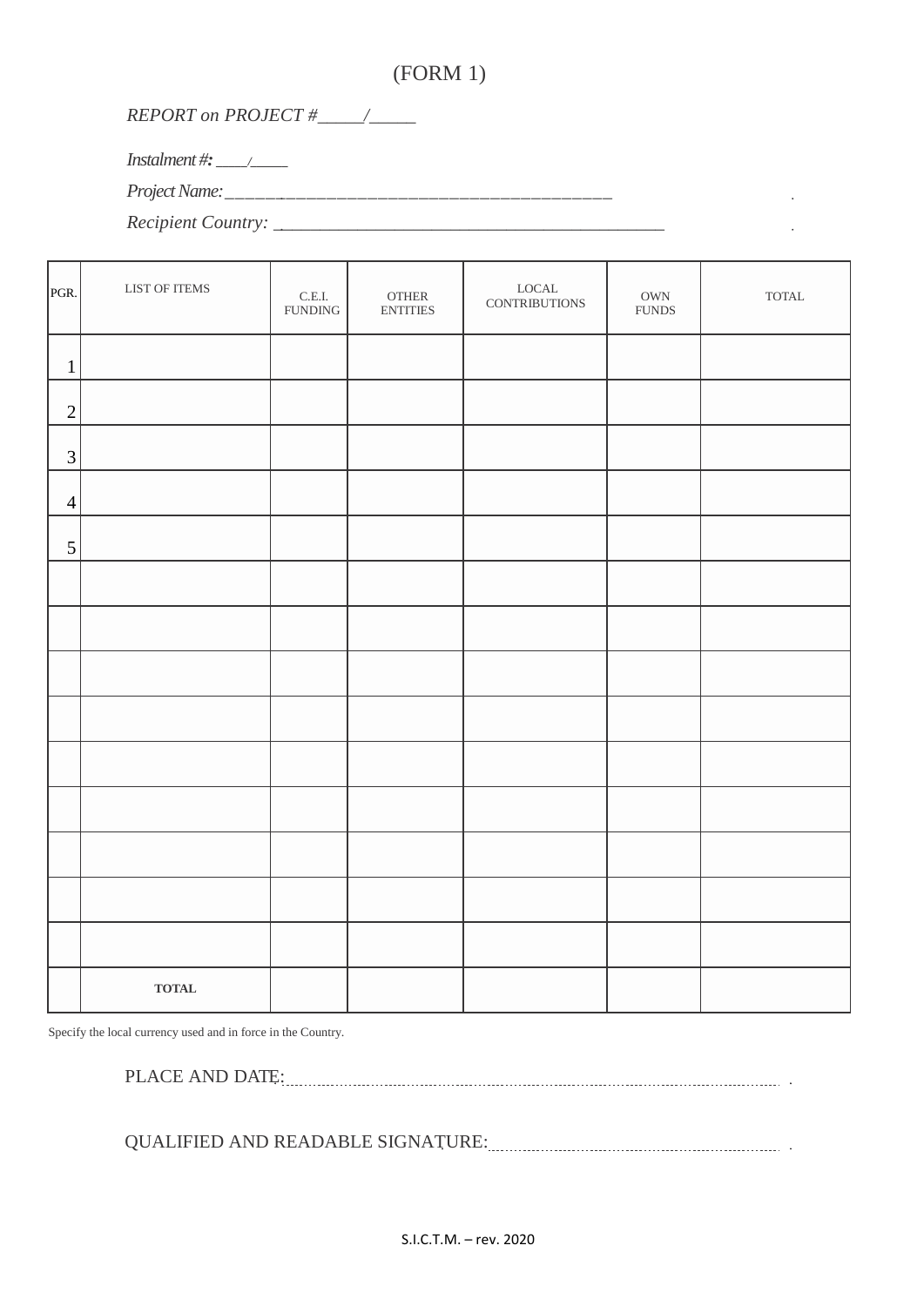(FORM 1)

*REPORT on PROJECT #_____/_____*

*Instalment #: ____/_____*

*Project Name: ________________________________________*

*Recipient Country: ________________________________________*

| PGR. | LIST OF ITEMS | C.E.I. FUNDING | OTHER ENTITIES | LOCAL CONTRIBUTIONS | OWN FUNDS | TOTAL |
|---|---|---|---|---|---|---|
| 1 | | | | | | |
| 2 | | | | | | |
| 3 | | | | | | |
| 4 | | | | | | |
| 5 | | | | | | |
| | | | | | | |
| | | | | | | |
| | | | | | | |
| | | | | | | |
| | | | | | | |
| | | | | | | |
| | | | | | | |
| | | | | | | |
| | | | | | | |
| | **TOTAL** | | | | | |

Specify the local currency used and in force in the Country.

PLACE AND DATE: ..................................................................................

QUALIFIED AND READABLE SIGNATURE: ......................................................

S.I.C.T.M. – rev. 2020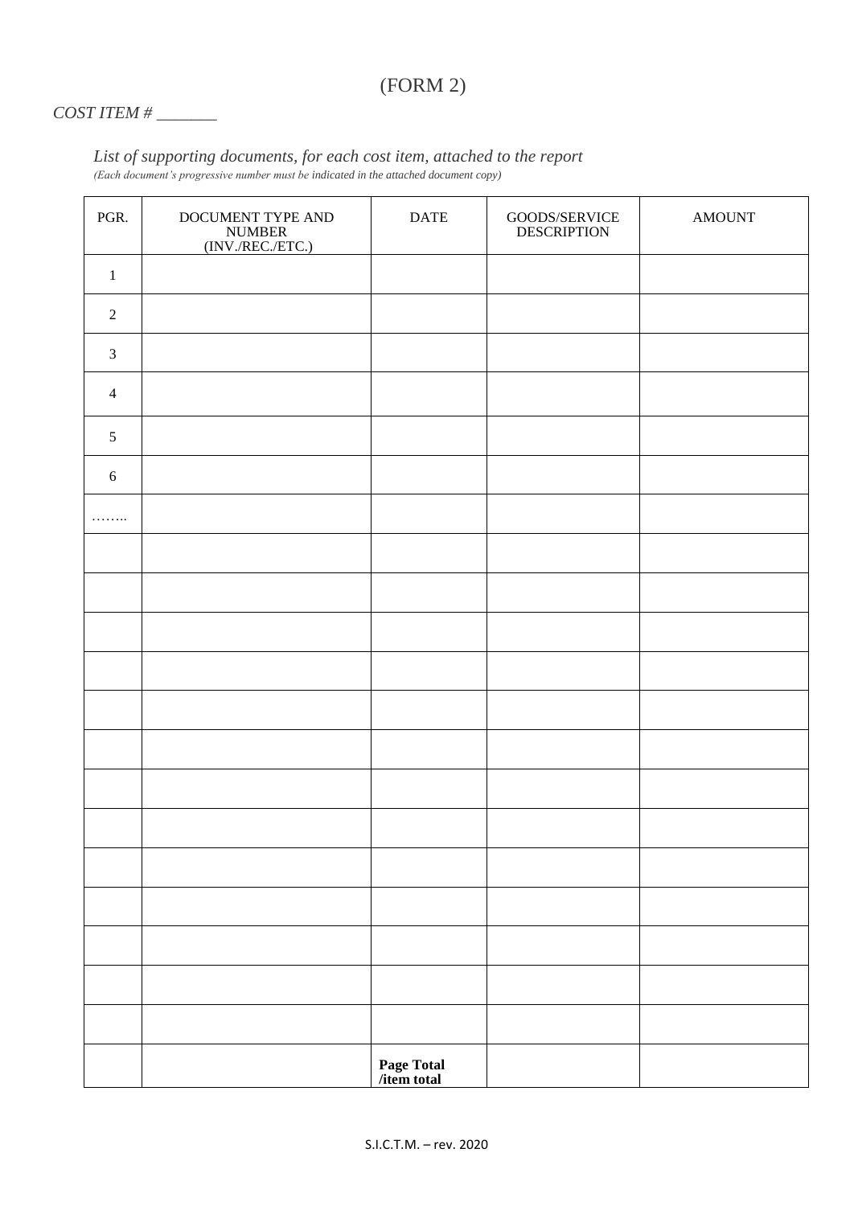(FORM 2)

*COST ITEM # _______*

*List of supporting documents, for each cost item, attached to the report*
*(Each document's progressive number must be indicated in the attached document copy)*

| PGR. | DOCUMENT TYPE AND NUMBER (INV./REC./ETC.) | DATE | GOODS/SERVICE DESCRIPTION | AMOUNT |
|---|---|---|---|---|
| 1 | | | | |
| 2 | | | | |
| 3 | | | | |
| 4 | | | | |
| 5 | | | | |
| 6 | | | | |
| …….. | | | | |
| | | | | |
| | | | | |
| | | | | |
| | | | | |
| | | | | |
| | | | | |
| | | | | |
| | | | | |
| | | | | |
| | | | | |
| | | | | |
| | | | | |
| | | | | |
| | | **Page Total /item total** | | |

S.I.C.T.M. – rev. 2020